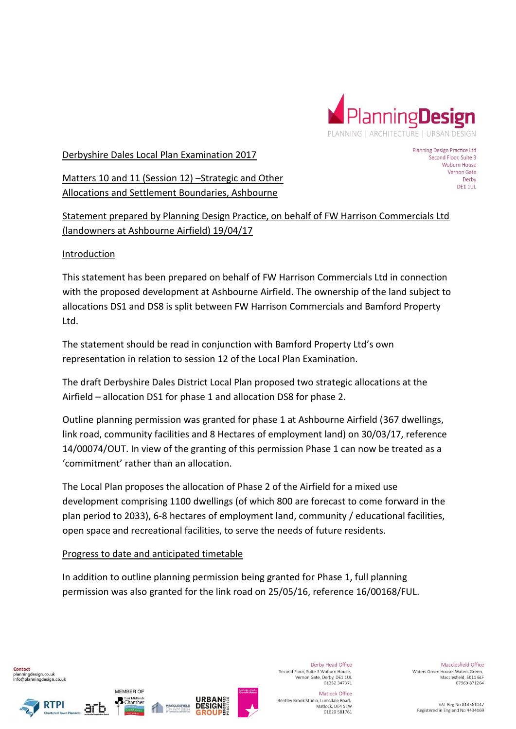Derbyshire Dales Local Plan Examination 2017

Planning Design Practice Ltd
Second Floor, Suite 3
Woburn House
Vernon Gate
Derby
DE1 1UL

Matters 10 and 11 (Session 12) –Strategic and Other Allocations and Settlement Boundaries, Ashbourne

Statement prepared by Planning Design Practice, on behalf of FW Harrison Commercials Ltd (landowners at Ashbourne Airfield) 19/04/17

## Introduction

This statement has been prepared on behalf of FW Harrison Commercials Ltd in connection with the proposed development at Ashbourne Airfield. The ownership of the land subject to allocations DS1 and DS8 is split between FW Harrison Commercials and Bamford Property Ltd.

The statement should be read in conjunction with Bamford Property Ltd's own representation in relation to session 12 of the Local Plan Examination.

The draft Derbyshire Dales District Local Plan proposed two strategic allocations at the Airfield – allocation DS1 for phase 1 and allocation DS8 for phase 2.

Outline planning permission was granted for phase 1 at Ashbourne Airfield (367 dwellings, link road, community facilities and 8 Hectares of employment land) on 30/03/17, reference 14/00074/OUT. In view of the granting of this permission Phase 1 can now be treated as a 'commitment' rather than an allocation.

The Local Plan proposes the allocation of Phase 2 of the Airfield for a mixed use development comprising 1100 dwellings (of which 800 are forecast to come forward in the plan period to 2033), 6-8 hectares of employment land, community / educational facilities, open space and recreational facilities, to serve the needs of future residents.

## Progress to date and anticipated timetable

In addition to outline planning permission being granted for Phase 1, full planning permission was also granted for the link road on 25/05/16, reference 16/00168/FUL.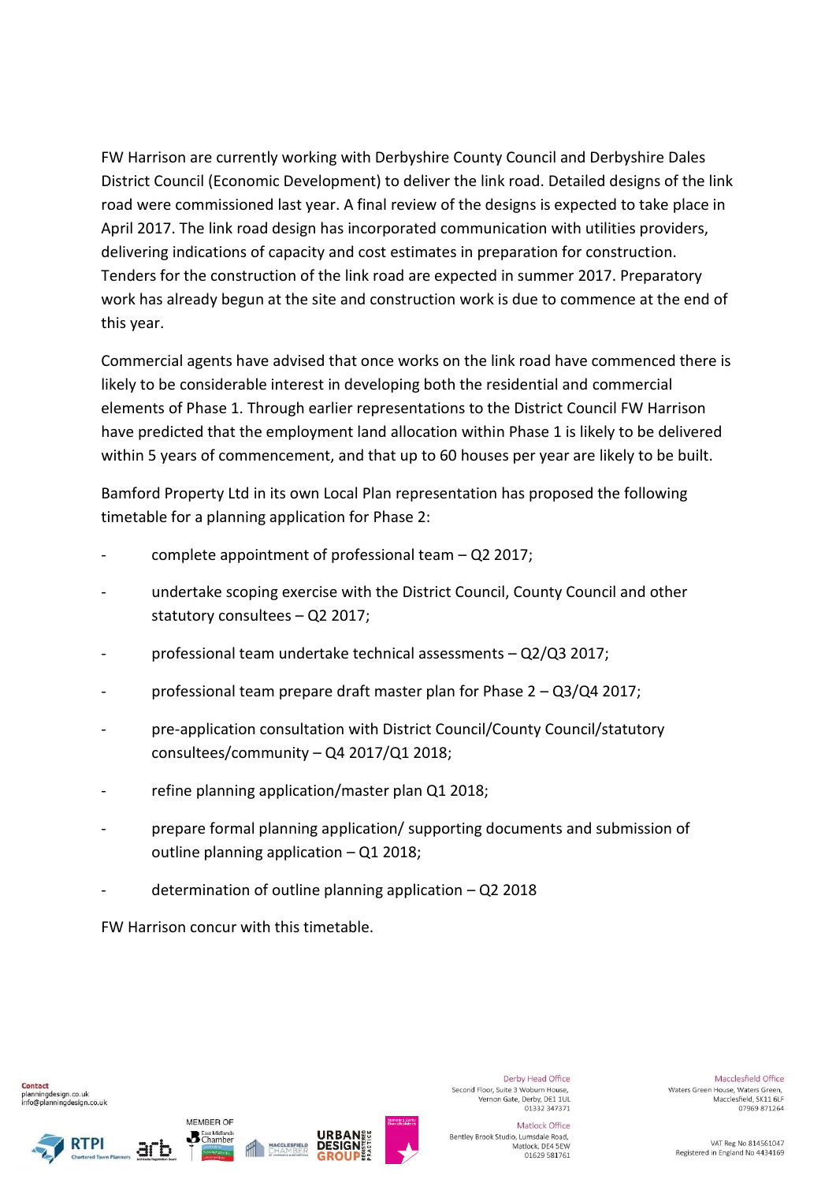FW Harrison are currently working with Derbyshire County Council and Derbyshire Dales District Council (Economic Development) to deliver the link road. Detailed designs of the link road were commissioned last year. A final review of the designs is expected to take place in April 2017. The link road design has incorporated communication with utilities providers, delivering indications of capacity and cost estimates in preparation for construction. Tenders for the construction of the link road are expected in summer 2017. Preparatory work has already begun at the site and construction work is due to commence at the end of this year.

Commercial agents have advised that once works on the link road have commenced there is likely to be considerable interest in developing both the residential and commercial elements of Phase 1. Through earlier representations to the District Council FW Harrison have predicted that the employment land allocation within Phase 1 is likely to be delivered within 5 years of commencement, and that up to 60 houses per year are likely to be built.

Bamford Property Ltd in its own Local Plan representation has proposed the following timetable for a planning application for Phase 2:

- complete appointment of professional team – Q2 2017;
- undertake scoping exercise with the District Council, County Council and other statutory consultees – Q2 2017;
- professional team undertake technical assessments – Q2/Q3 2017;
- professional team prepare draft master plan for Phase 2 – Q3/Q4 2017;
- pre-application consultation with District Council/County Council/statutory consultees/community – Q4 2017/Q1 2018;
- refine planning application/master plan Q1 2018;
- prepare formal planning application/ supporting documents and submission of outline planning application – Q1 2018;
- determination of outline planning application – Q2 2018

FW Harrison concur with this timetable.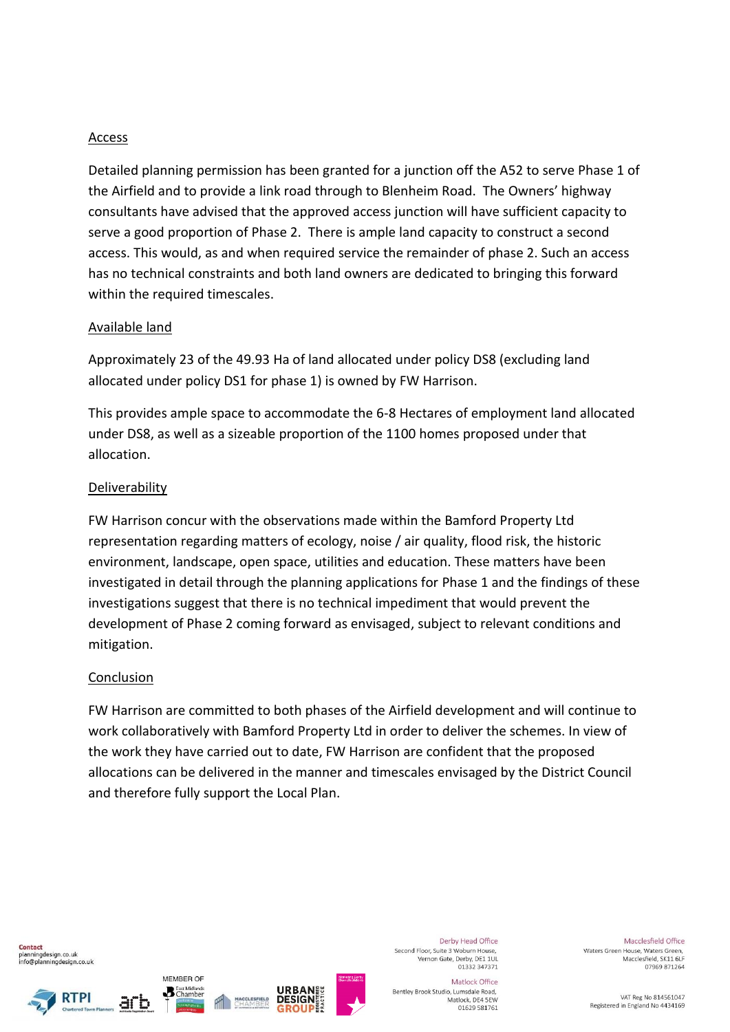Access

Detailed planning permission has been granted for a junction off the A52 to serve Phase 1 of the Airfield and to provide a link road through to Blenheim Road. The Owners' highway consultants have advised that the approved access junction will have sufficient capacity to serve a good proportion of Phase 2. There is ample land capacity to construct a second access. This would, as and when required service the remainder of phase 2. Such an access has no technical constraints and both land owners are dedicated to bringing this forward within the required timescales.

Available land

Approximately 23 of the 49.93 Ha of land allocated under policy DS8 (excluding land allocated under policy DS1 for phase 1) is owned by FW Harrison.

This provides ample space to accommodate the 6-8 Hectares of employment land allocated under DS8, as well as a sizeable proportion of the 1100 homes proposed under that allocation.

Deliverability

FW Harrison concur with the observations made within the Bamford Property Ltd representation regarding matters of ecology, noise / air quality, flood risk, the historic environment, landscape, open space, utilities and education. These matters have been investigated in detail through the planning applications for Phase 1 and the findings of these investigations suggest that there is no technical impediment that would prevent the development of Phase 2 coming forward as envisaged, subject to relevant conditions and mitigation.

Conclusion

FW Harrison are committed to both phases of the Airfield development and will continue to work collaboratively with Bamford Property Ltd in order to deliver the schemes. In view of the work they have carried out to date, FW Harrison are confident that the proposed allocations can be delivered in the manner and timescales envisaged by the District Council and therefore fully support the Local Plan.

Contact
planningdesign.co.uk
info@planningdesign.co.uk

Derby Head Office
Second Floor, Suite 3 Woburn House,
Vernon Gate, Derby, DE1 1UL
01332 347371

Matlock Office
Bentley Brook Studio, Lumsdale Road,
Matlock, DE4 5EW
01629 581761

Macclesfield Office
Waters Green House, Waters Green,
Macclesfield, SK11 6LF
07969 871264

VAT Reg No 814561047
Registered in England No 4434169